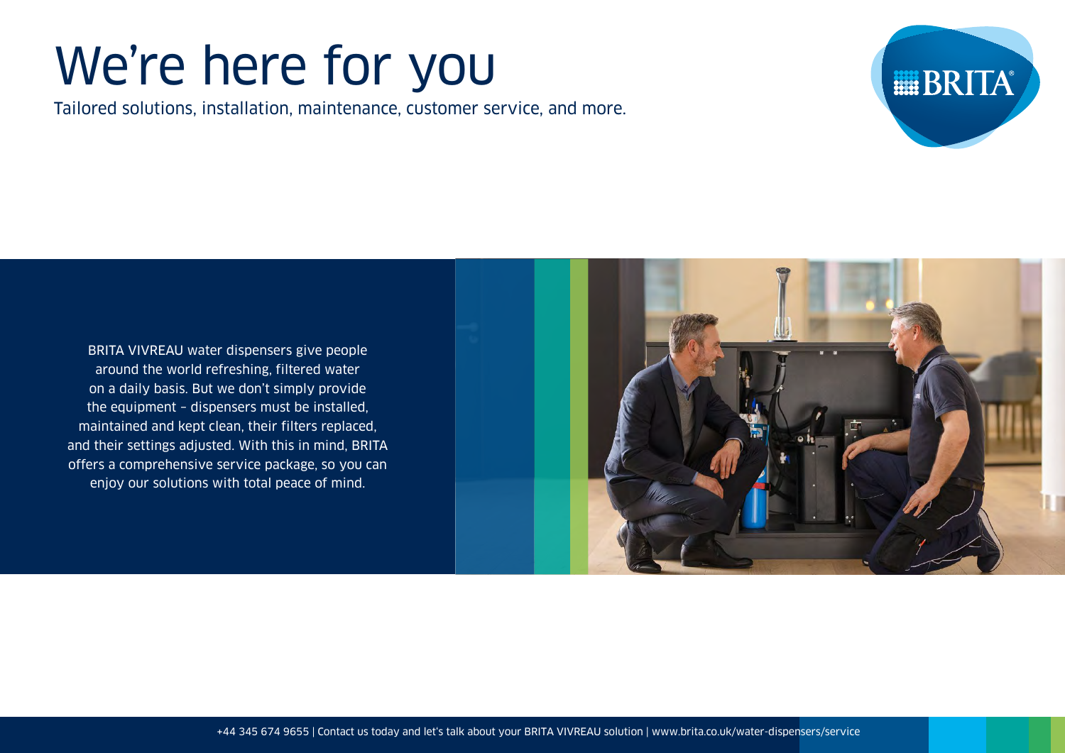# We're here for you

Tailored solutions, installation, maintenance, customer service, and more.

BRITA VIVREAU water dispensers give people around the world refreshing, filtered water on a daily basis. But we don't simply provide the equipment – dispensers must be installed, maintained and kept clean, their filters replaced, and their settings adjusted. With this in mind, BRITA offers a comprehensive service package, so you can enjoy our solutions with total peace of mind.

+44 345 674 9655 | Contact us today and let's talk about your BRITA VIVREAU solution | www.brita.co.uk/water-dispensers/service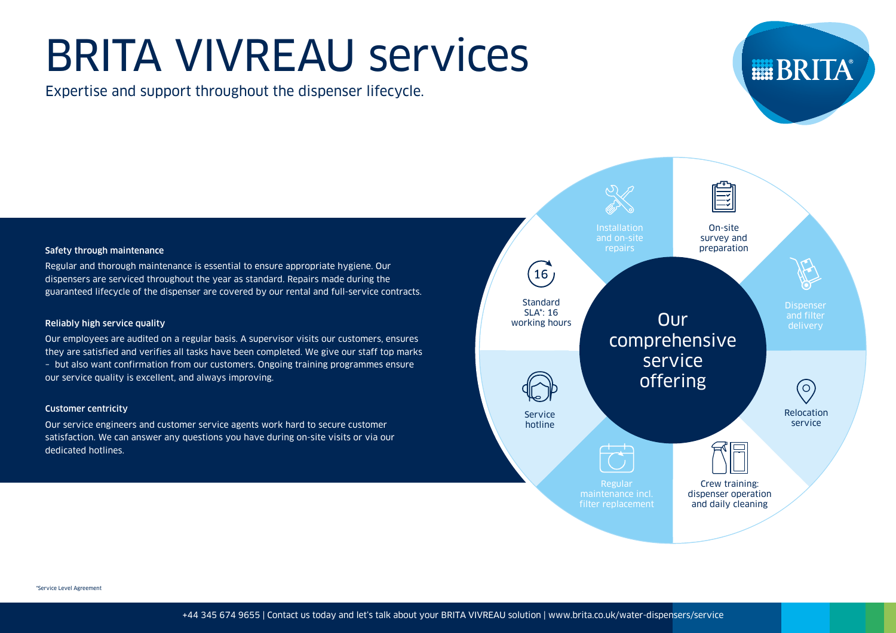# BRITA VIVREAU services

Expertise and support throughout the dispenser lifecycle.

### Safety through maintenance

Regular and thorough maintenance is essential to ensure appropriate hygiene. Our dispensers are serviced throughout the year as standard. Repairs made during the guaranteed lifecycle of the dispenser are covered by our rental and full-service contracts.

### Reliably high service quality

Our employees are audited on a regular basis. A supervisor visits our customers, ensures they are satisfied and verifies all tasks have been completed. We give our staff top marks – but also want confirmation from our customers. Ongoing training programmes ensure our service quality is excellent, and always improving.

### Customer centricity

Our service engineers and customer service agents work hard to secure customer satisfaction. We can answer any questions you have during on-site visits or via our dedicated hotlines.

## Our comprehensive service offering

- On-site survey and preparation
- Dispenser and filter delivery
- Relocation service
- Crew training: dispenser operation and daily cleaning
- Regular maintenance incl. filter replacement
- Service hotline
- Standard SLA*: 16 working hours
- Installation and on-site repairs

*Service Level Agreement

+44 345 674 9655 | Contact us today and let's talk about your BRITA VIVREAU solution | www.brita.co.uk/water-dispensers/service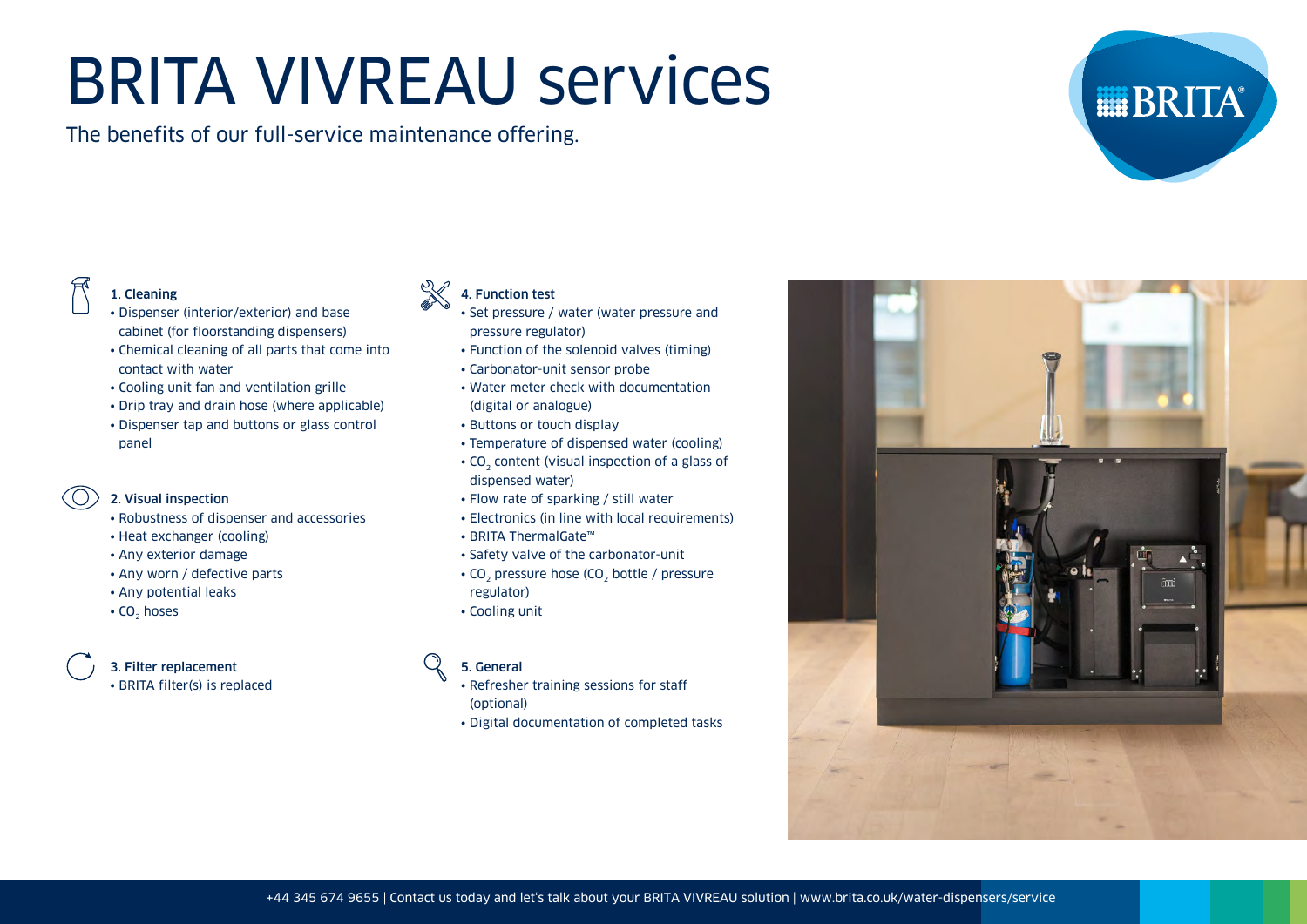# BRITA VIVREAU services

The benefits of our full-service maintenance offering.

### 1. Cleaning

- Dispenser (interior/exterior) and base cabinet (for floorstanding dispensers)
- Chemical cleaning of all parts that come into contact with water
- Cooling unit fan and ventilation grille
- Drip tray and drain hose (where applicable)
- Dispenser tap and buttons or glass control panel

### 2. Visual inspection

- Robustness of dispenser and accessories
- Heat exchanger (cooling)
- Any exterior damage
- Any worn / defective parts
- Any potential leaks
- $CO_2$ hoses

### 3. Filter replacement

- BRITA filter(s) is replaced

### 4. Function test

- Set pressure / water (water pressure and pressure regulator)
- Function of the solenoid valves (timing)
- Carbonator-unit sensor probe
- Water meter check with documentation (digital or analogue)
- Buttons or touch display
- Temperature of dispensed water (cooling)
- $CO_2$ content (visual inspection of a glass of dispensed water)
- Flow rate of sparking / still water
- Electronics (in line with local requirements)
- BRITA ThermalGate™
- Safety valve of the carbonator-unit
- $CO_2$ pressure hose ($CO_2$ bottle / pressure regulator)
- Cooling unit

### 5. General

- Refresher training sessions for staff (optional)
- Digital documentation of completed tasks

+44 345 674 9655 | Contact us today and let's talk about your BRITA VIVREAU solution | www.brita.co.uk/water-dispensers/service